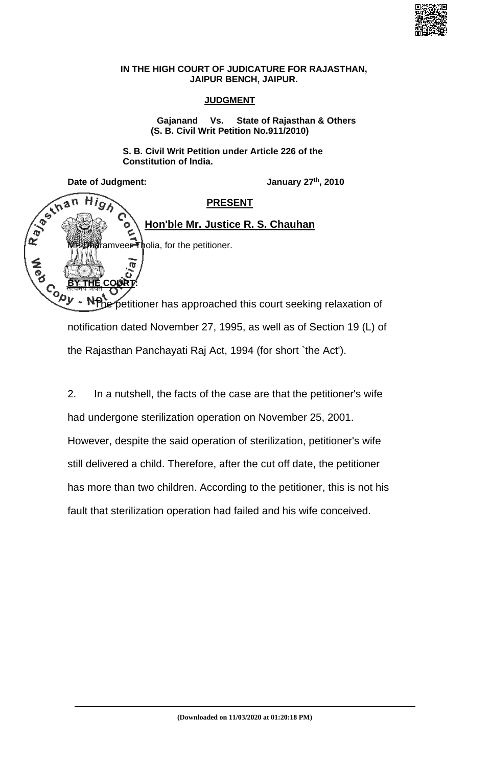**IN THE HIGH COURT OF JUDICATURE FOR RAJASTHAN, JAIPUR BENCH, JAIPUR.**

**JUDGMENT**

**Gajanand Vs. State of Rajasthan & Others**
**(S. B. Civil Writ Petition No.911/2010)**

**S. B. Civil Writ Petition under Article 226 of the Constitution of India.**

**Date of Judgment:** **January 27th, 2010**

**PRESENT**

**Hon'ble Mr. Justice R. S. Chauhan**

Mr. Dharamveer Tholia, for the petitioner.

**BY THE COURT:**

The petitioner has approached this court seeking relaxation of notification dated November 27, 1995, as well as of Section 19 (L) of the Rajasthan Panchayati Raj Act, 1994 (for short `the Act').

2. In a nutshell, the facts of the case are that the petitioner's wife had undergone sterilization operation on November 25, 2001. However, despite the said operation of sterilization, petitioner's wife still delivered a child. Therefore, after the cut off date, the petitioner has more than two children. According to the petitioner, this is not his fault that sterilization operation had failed and his wife conceived.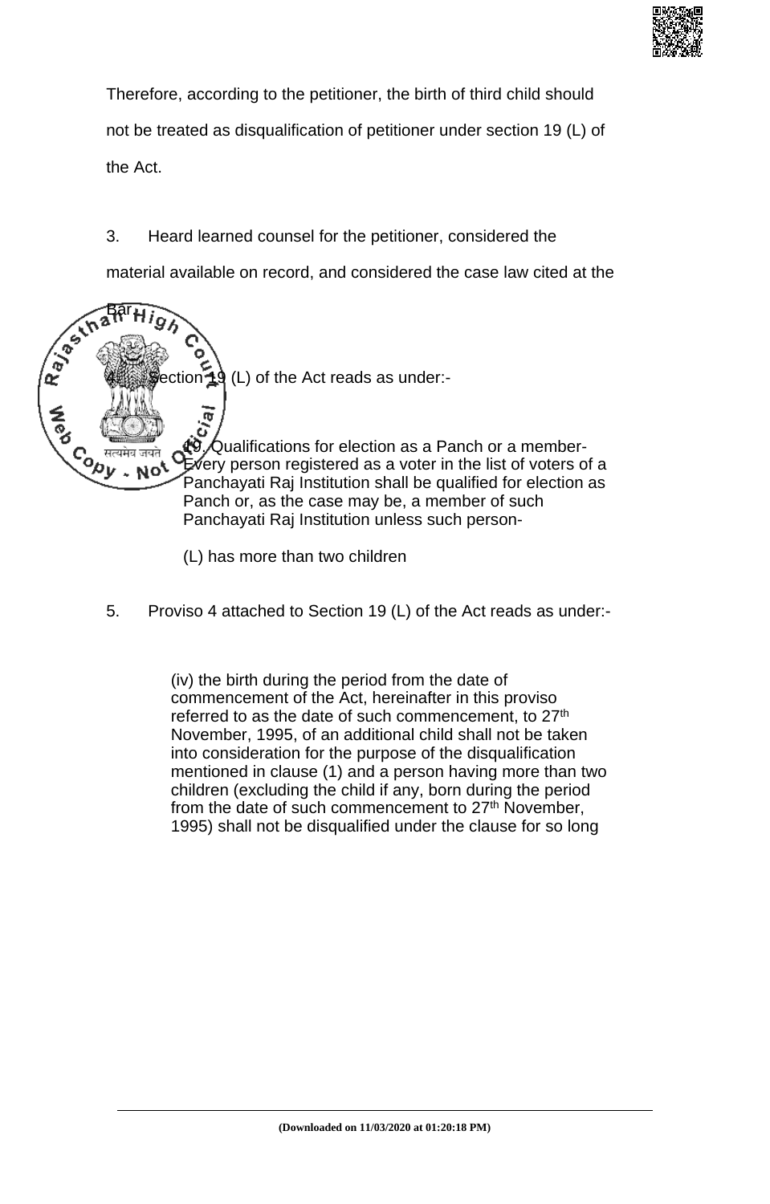Therefore, according to the petitioner, the birth of third child should not be treated as disqualification of petitioner under section 19 (L) of the Act.

3. Heard learned counsel for the petitioner, considered the material available on record, and considered the case law cited at the Bar.

4. Section 19 (L) of the Act reads as under:-

> 19. Qualifications for election as a Panch or a member- Every person registered as a voter in the list of voters of a Panchayati Raj Institution shall be qualified for election as Panch or, as the case may be, a member of such Panchayati Raj Institution unless such person-
>
> (L) has more than two children

5. Proviso 4 attached to Section 19 (L) of the Act reads as under:-

> (iv) the birth during the period from the date of commencement of the Act, hereinafter in this proviso referred to as the date of such commencement, to 27th November, 1995, of an additional child shall not be taken into consideration for the purpose of the disqualification mentioned in clause (1) and a person having more than two children (excluding the child if any, born during the period from the date of such commencement to 27th November, 1995) shall not be disqualified under the clause for so long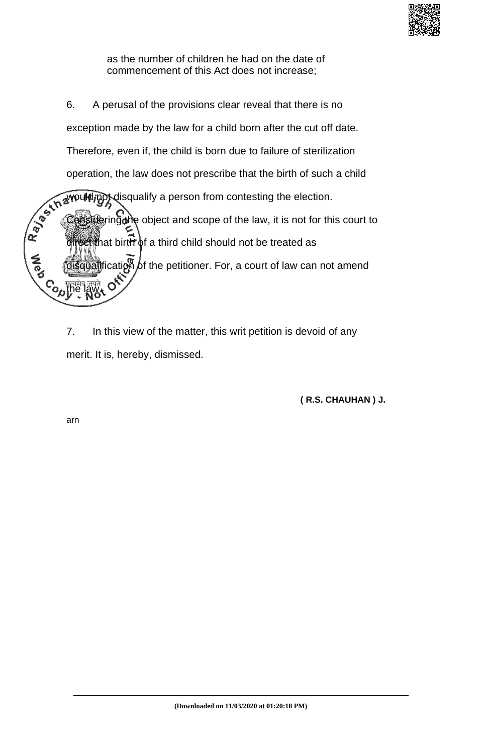as the number of children he had on the date of commencement of this Act does not increase;

6. A perusal of the provisions clear reveal that there is no exception made by the law for a child born after the cut off date. Therefore, even if, the child is born due to failure of sterilization operation, the law does not prescribe that the birth of such a child would not disqualify a person from contesting the election. Considering the object and scope of the law, it is not for this court to direct that birth of a third child should not be treated as disqualification of the petitioner. For, a court of law can not amend the law.

7. In this view of the matter, this writ petition is devoid of any merit. It is, hereby, dismissed.

**( R.S. CHAUHAN ) J.**

arn